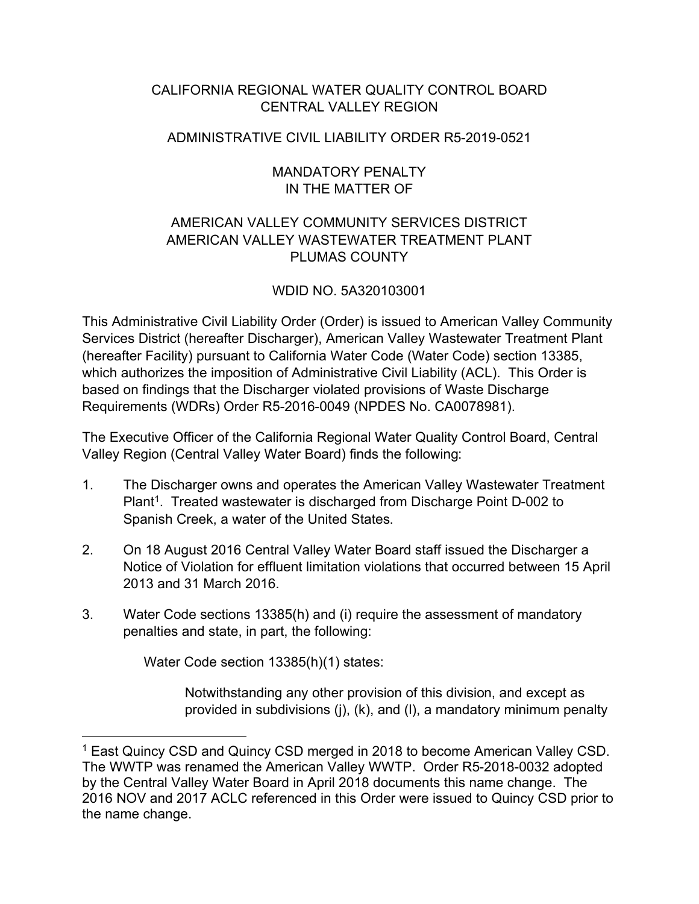CALIFORNIA REGIONAL WATER QUALITY CONTROL BOARD
CENTRAL VALLEY REGION

ADMINISTRATIVE CIVIL LIABILITY ORDER R5-2019-0521

MANDATORY PENALTY
IN THE MATTER OF

AMERICAN VALLEY COMMUNITY SERVICES DISTRICT
AMERICAN VALLEY WASTEWATER TREATMENT PLANT
PLUMAS COUNTY

WDID NO. 5A320103001

This Administrative Civil Liability Order (Order) is issued to American Valley Community Services District (hereafter Discharger), American Valley Wastewater Treatment Plant (hereafter Facility) pursuant to California Water Code (Water Code) section 13385, which authorizes the imposition of Administrative Civil Liability (ACL). This Order is based on findings that the Discharger violated provisions of Waste Discharge Requirements (WDRs) Order R5-2016-0049 (NPDES No. CA0078981).

The Executive Officer of the California Regional Water Quality Control Board, Central Valley Region (Central Valley Water Board) finds the following:

1. The Discharger owns and operates the American Valley Wastewater Treatment Plant[1]. Treated wastewater is discharged from Discharge Point D-002 to Spanish Creek, a water of the United States.

2. On 18 August 2016 Central Valley Water Board staff issued the Discharger a Notice of Violation for effluent limitation violations that occurred between 15 April 2013 and 31 March 2016.

3. Water Code sections 13385(h) and (i) require the assessment of mandatory penalties and state, in part, the following:

   Water Code section 13385(h)(1) states:

   > Notwithstanding any other provision of this division, and except as provided in subdivisions (j), (k), and (l), a mandatory minimum penalty

[1] East Quincy CSD and Quincy CSD merged in 2018 to become American Valley CSD. The WWTP was renamed the American Valley WWTP. Order R5-2018-0032 adopted by the Central Valley Water Board in April 2018 documents this name change. The 2016 NOV and 2017 ACLC referenced in this Order were issued to Quincy CSD prior to the name change.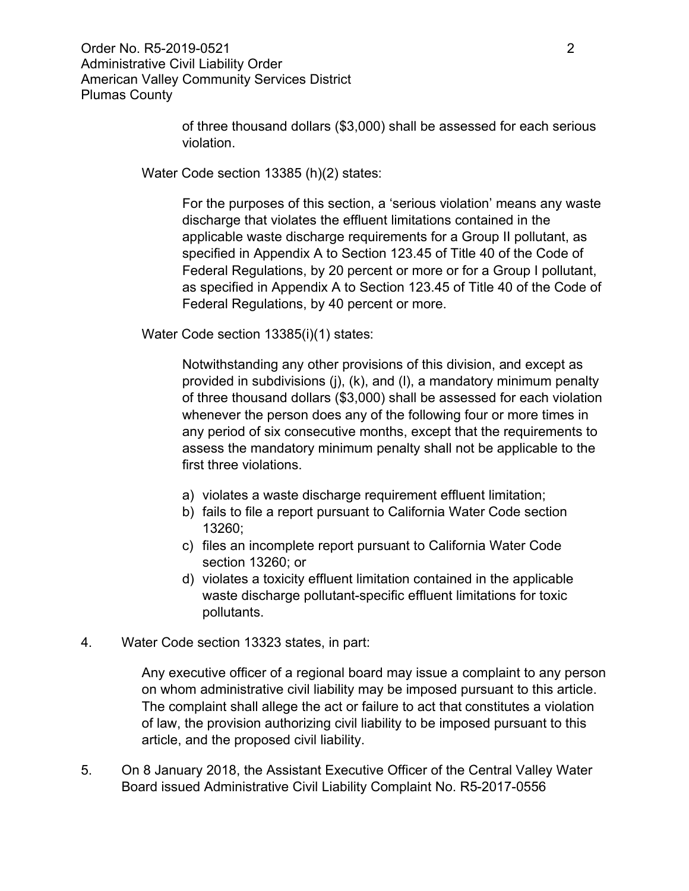of three thousand dollars ($3,000) shall be assessed for each serious violation.

Water Code section 13385 (h)(2) states:

> For the purposes of this section, a 'serious violation' means any waste discharge that violates the effluent limitations contained in the applicable waste discharge requirements for a Group II pollutant, as specified in Appendix A to Section 123.45 of Title 40 of the Code of Federal Regulations, by 20 percent or more or for a Group I pollutant, as specified in Appendix A to Section 123.45 of Title 40 of the Code of Federal Regulations, by 40 percent or more.

Water Code section 13385(i)(1) states:

> Notwithstanding any other provisions of this division, and except as provided in subdivisions (j), (k), and (l), a mandatory minimum penalty of three thousand dollars ($3,000) shall be assessed for each violation whenever the person does any of the following four or more times in any period of six consecutive months, except that the requirements to assess the mandatory minimum penalty shall not be applicable to the first three violations.
>
> a) violates a waste discharge requirement effluent limitation;
> b) fails to file a report pursuant to California Water Code section 13260;
> c) files an incomplete report pursuant to California Water Code section 13260; or
> d) violates a toxicity effluent limitation contained in the applicable waste discharge pollutant-specific effluent limitations for toxic pollutants.

4. Water Code section 13323 states, in part:

> Any executive officer of a regional board may issue a complaint to any person on whom administrative civil liability may be imposed pursuant to this article. The complaint shall allege the act or failure to act that constitutes a violation of law, the provision authorizing civil liability to be imposed pursuant to this article, and the proposed civil liability.

5. On 8 January 2018, the Assistant Executive Officer of the Central Valley Water Board issued Administrative Civil Liability Complaint No. R5-2017-0556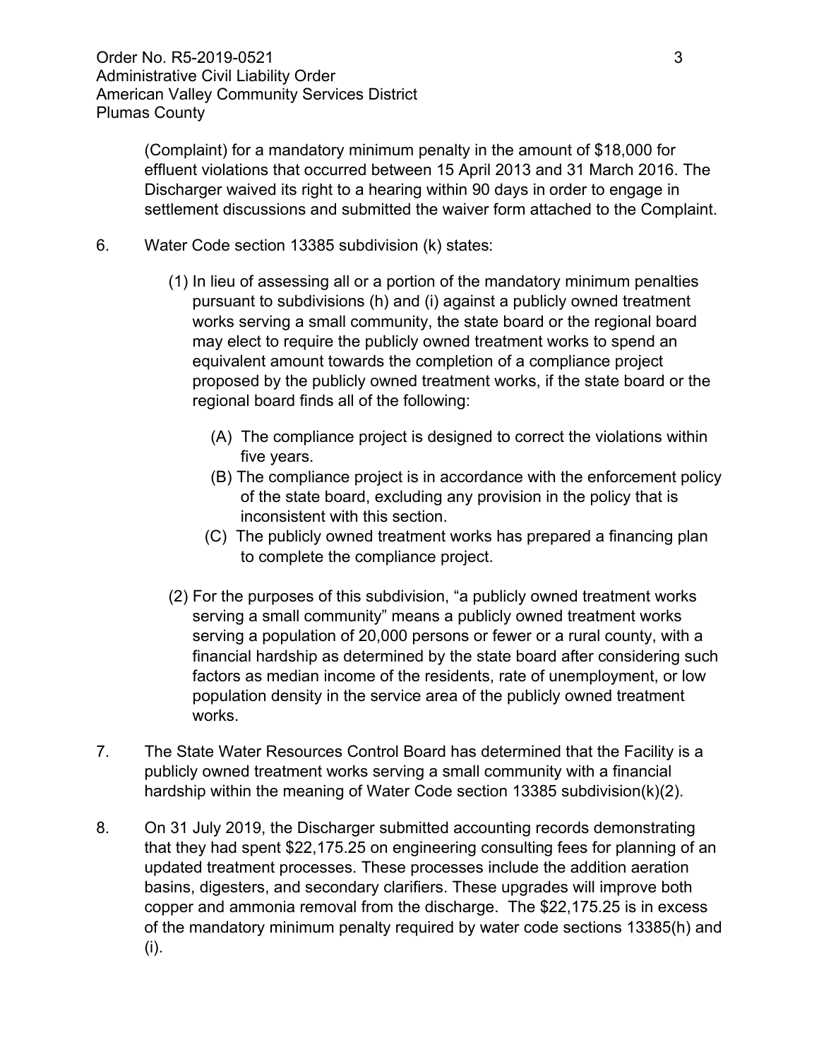(Complaint) for a mandatory minimum penalty in the amount of $18,000 for effluent violations that occurred between 15 April 2013 and 31 March 2016. The Discharger waived its right to a hearing within 90 days in order to engage in settlement discussions and submitted the waiver form attached to the Complaint.

6. Water Code section 13385 subdivision (k) states:

   (1) In lieu of assessing all or a portion of the mandatory minimum penalties pursuant to subdivisions (h) and (i) against a publicly owned treatment works serving a small community, the state board or the regional board may elect to require the publicly owned treatment works to spend an equivalent amount towards the completion of a compliance project proposed by the publicly owned treatment works, if the state board or the regional board finds all of the following:

      (A) The compliance project is designed to correct the violations within five years.

      (B) The compliance project is in accordance with the enforcement policy of the state board, excluding any provision in the policy that is inconsistent with this section.

      (C) The publicly owned treatment works has prepared a financing plan to complete the compliance project.

   (2) For the purposes of this subdivision, "a publicly owned treatment works serving a small community" means a publicly owned treatment works serving a population of 20,000 persons or fewer or a rural county, with a financial hardship as determined by the state board after considering such factors as median income of the residents, rate of unemployment, or low population density in the service area of the publicly owned treatment works.

7. The State Water Resources Control Board has determined that the Facility is a publicly owned treatment works serving a small community with a financial hardship within the meaning of Water Code section 13385 subdivision(k)(2).

8. On 31 July 2019, the Discharger submitted accounting records demonstrating that they had spent $22,175.25 on engineering consulting fees for planning of an updated treatment processes. These processes include the addition aeration basins, digesters, and secondary clarifiers. These upgrades will improve both copper and ammonia removal from the discharge. The $22,175.25 is in excess of the mandatory minimum penalty required by water code sections 13385(h) and (i).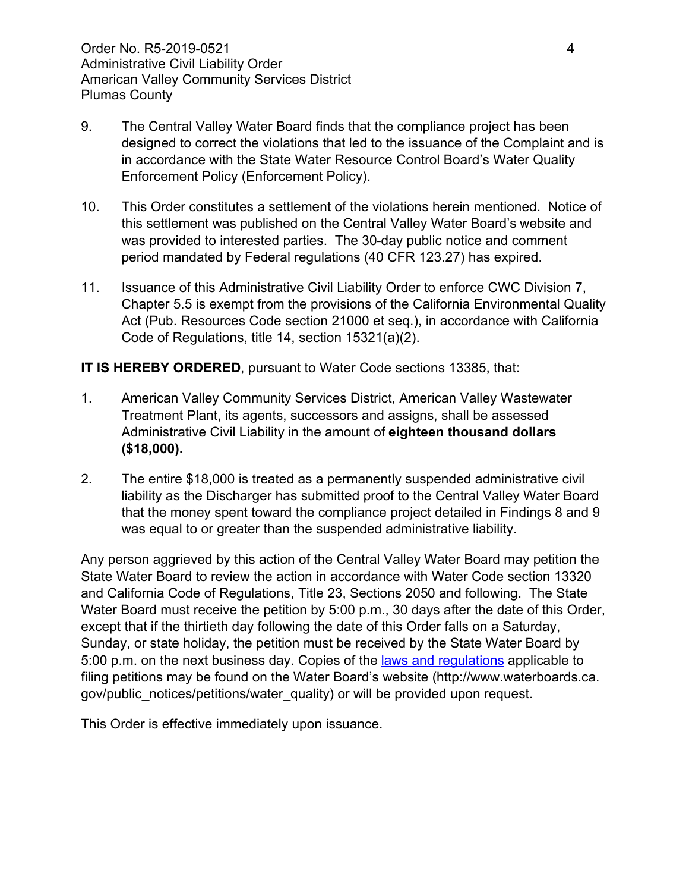9. The Central Valley Water Board finds that the compliance project has been designed to correct the violations that led to the issuance of the Complaint and is in accordance with the State Water Resource Control Board's Water Quality Enforcement Policy (Enforcement Policy).

10. This Order constitutes a settlement of the violations herein mentioned. Notice of this settlement was published on the Central Valley Water Board's website and was provided to interested parties. The 30-day public notice and comment period mandated by Federal regulations (40 CFR 123.27) has expired.

11. Issuance of this Administrative Civil Liability Order to enforce CWC Division 7, Chapter 5.5 is exempt from the provisions of the California Environmental Quality Act (Pub. Resources Code section 21000 et seq.), in accordance with California Code of Regulations, title 14, section 15321(a)(2).

**IT IS HEREBY ORDERED**, pursuant to Water Code sections 13385, that:

1. American Valley Community Services District, American Valley Wastewater Treatment Plant, its agents, successors and assigns, shall be assessed Administrative Civil Liability in the amount of **eighteen thousand dollars ($18,000).**

2. The entire $18,000 is treated as a permanently suspended administrative civil liability as the Discharger has submitted proof to the Central Valley Water Board that the money spent toward the compliance project detailed in Findings 8 and 9 was equal to or greater than the suspended administrative liability.

Any person aggrieved by this action of the Central Valley Water Board may petition the State Water Board to review the action in accordance with Water Code section 13320 and California Code of Regulations, Title 23, Sections 2050 and following. The State Water Board must receive the petition by 5:00 p.m., 30 days after the date of this Order, except that if the thirtieth day following the date of this Order falls on a Saturday, Sunday, or state holiday, the petition must be received by the State Water Board by 5:00 p.m. on the next business day. Copies of the laws and regulations applicable to filing petitions may be found on the Water Board's website (http://www.waterboards.ca.gov/public_notices/petitions/water_quality) or will be provided upon request.

This Order is effective immediately upon issuance.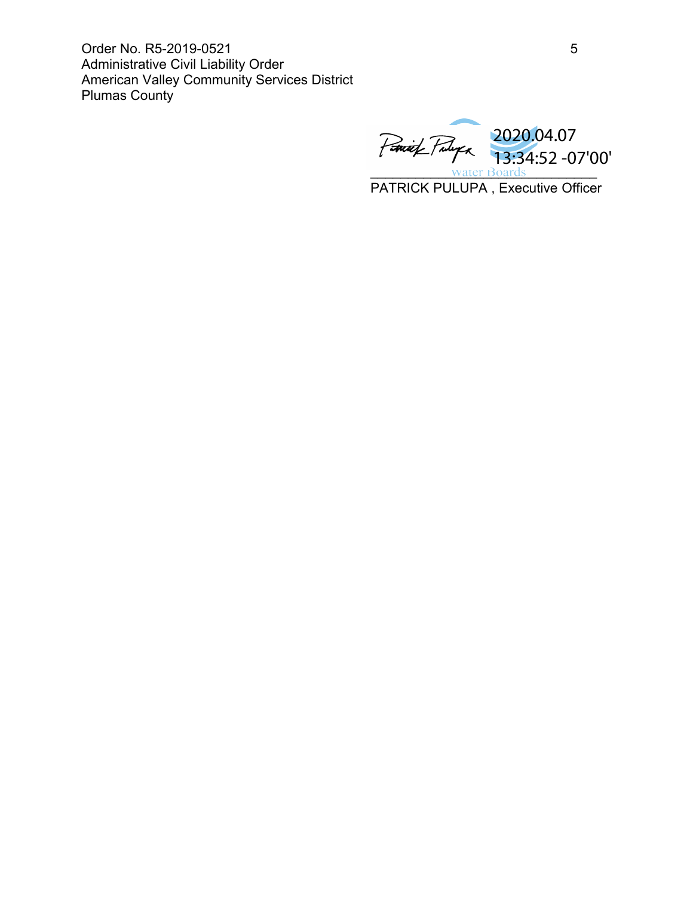2020.04.07 13:34:52 -07'00'

PATRICK PULUPA , Executive Officer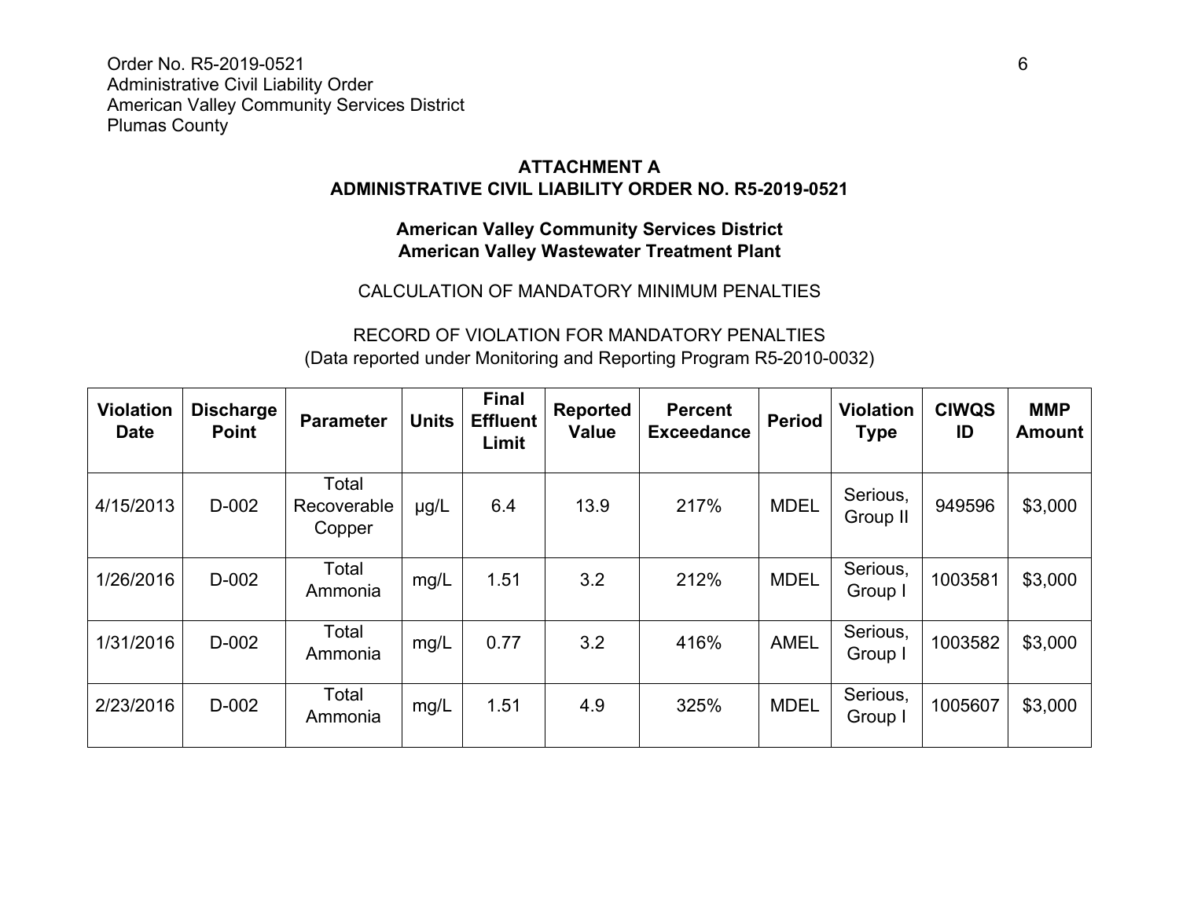## ATTACHMENT A
## ADMINISTRATIVE CIVIL LIABILITY ORDER NO. R5-2019-0521

### American Valley Community Services District
### American Valley Wastewater Treatment Plant

CALCULATION OF MANDATORY MINIMUM PENALTIES

RECORD OF VIOLATION FOR MANDATORY PENALTIES
(Data reported under Monitoring and Reporting Program R5-2010-0032)

| Violation Date | Discharge Point | Parameter | Units | Final Effluent Limit | Reported Value | Percent Exceedance | Period | Violation Type | CIWQS ID | MMP Amount |
|---|---|---|---|---|---|---|---|---|---|---|
| 4/15/2013 | D-002 | Total Recoverable Copper | µg/L | 6.4 | 13.9 | 217% | MDEL | Serious, Group II | 949596 | $3,000 |
| 1/26/2016 | D-002 | Total Ammonia | mg/L | 1.51 | 3.2 | 212% | MDEL | Serious, Group I | 1003581 | $3,000 |
| 1/31/2016 | D-002 | Total Ammonia | mg/L | 0.77 | 3.2 | 416% | AMEL | Serious, Group I | 1003582 | $3,000 |
| 2/23/2016 | D-002 | Total Ammonia | mg/L | 1.51 | 4.9 | 325% | MDEL | Serious, Group I | 1005607 | $3,000 |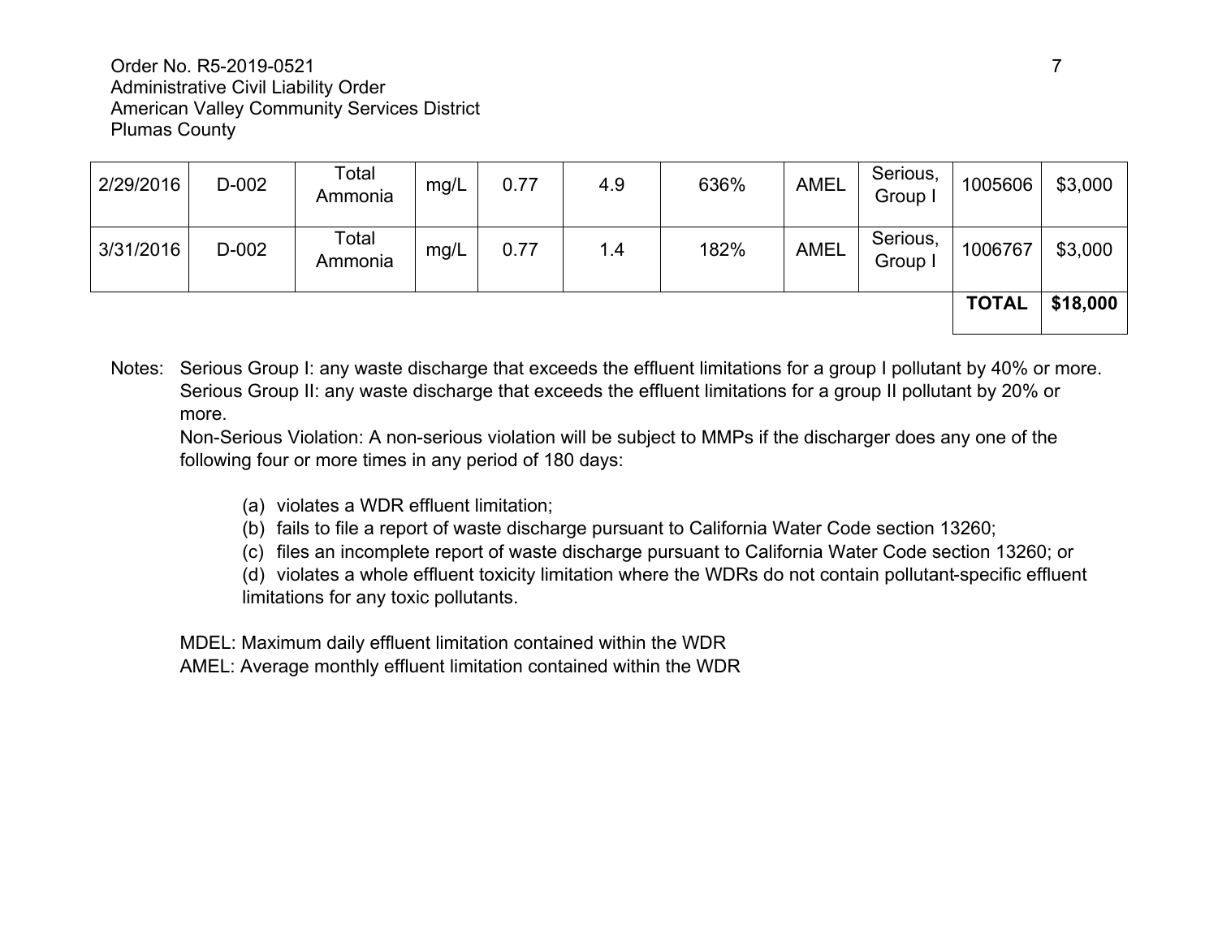| | | | | | | | | | | |
|---|---|---|---|---|---|---|---|---|---|---|
| 2/29/2016 | D-002 | Total Ammonia | mg/L | 0.77 | 4.9 | 636% | AMEL | Serious, Group I | 1005606 | $3,000 |
| 3/31/2016 | D-002 | Total Ammonia | mg/L | 0.77 | 1.4 | 182% | AMEL | Serious, Group I | 1006767 | $3,000 |
| | | | | | | | | | **TOTAL** | **$18,000** |

Notes: Serious Group I: any waste discharge that exceeds the effluent limitations for a group I pollutant by 40% or more.
Serious Group II: any waste discharge that exceeds the effluent limitations for a group II pollutant by 20% or more.
Non-Serious Violation: A non-serious violation will be subject to MMPs if the discharger does any one of the following four or more times in any period of 180 days:

(a) violates a WDR effluent limitation;
(b) fails to file a report of waste discharge pursuant to California Water Code section 13260;
(c) files an incomplete report of waste discharge pursuant to California Water Code section 13260; or
(d) violates a whole effluent toxicity limitation where the WDRs do not contain pollutant-specific effluent limitations for any toxic pollutants.

MDEL: Maximum daily effluent limitation contained within the WDR
AMEL: Average monthly effluent limitation contained within the WDR